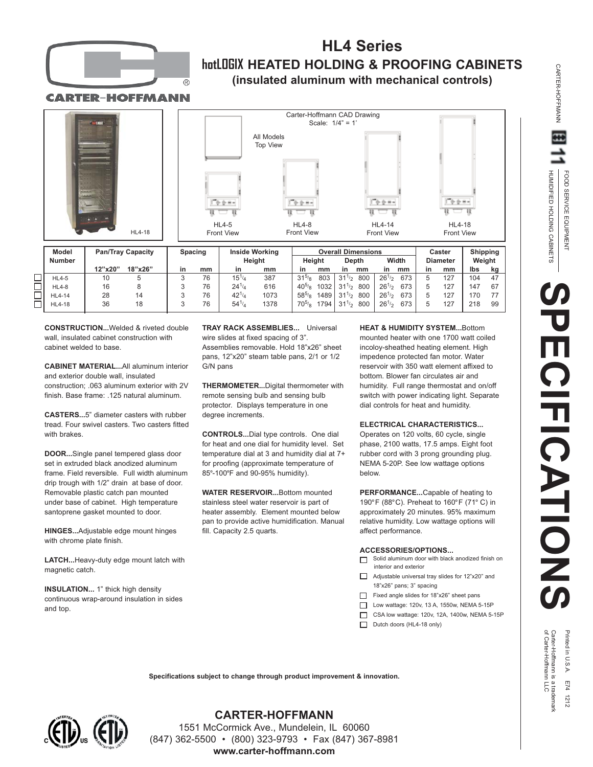# HL4 Series

## hotLOGIX HEATED HOLDING & PROOFING CABINETS

### (insulated aluminum with mechanical controls)

CARTER-HOFFMANN

HL4-18

Carter-Hoffmann CAD Drawing
Scale: 1/4" = 1'

All Models Top View

HL4-5 Front View | HL4-8 Front View | HL4-14 Front View | HL4-18 Front View

| Model Number | Pan/Tray Capacity | | Spacing | | Inside Working Height | | Overall Dimensions | | | | | | Caster Diameter | | Shipping Weight | |
|---|---|---|---|---|---|---|---|---|---|---|---|---|---|---|---|---|
| | | | | | | | Height | | Depth | | Width | | | | | |
| | 12"x20" | 18"x26" | in | mm | in | mm | in | mm | in | mm | in | mm | in | mm | lbs | kg |
| ☐ HL4-5 | 10 | 5 | 3 | 76 | 15 1/4 | 387 | 31 5/8 | 803 | 31 1/2 | 800 | 26 1/2 | 673 | 5 | 127 | 104 | 47 |
| ☐ HL4-8 | 16 | 8 | 3 | 76 | 24 1/4 | 616 | 40 5/8 | 1032 | 31 1/2 | 800 | 26 1/2 | 673 | 5 | 127 | 147 | 67 |
| ☐ HL4-14 | 28 | 14 | 3 | 76 | 42 1/4 | 1073 | 58 5/8 | 1489 | 31 1/2 | 800 | 26 1/2 | 673 | 5 | 127 | 170 | 77 |
| ☐ HL4-18 | 36 | 18 | 3 | 76 | 54 1/4 | 1378 | 70 5/8 | 1794 | 31 1/2 | 800 | 26 1/2 | 673 | 5 | 127 | 218 | 99 |

**CONSTRUCTION...**Welded & riveted double wall, insulated cabinet construction with cabinet welded to base.

**CABINET MATERIAL...**All aluminum interior and exterior double wall, insulated construction; .063 aluminum exterior with 2V finish. Base frame: .125 natural aluminum.

**CASTERS...**5" diameter casters with rubber tread. Four swivel casters. Two casters fitted with brakes.

**DOOR...**Single panel tempered glass door set in extruded black anodized aluminum frame. Field reversible. Full width aluminum drip trough with 1/2" drain at base of door. Removable plastic catch pan mounted under base of cabinet. High temperature santoprene gasket mounted to door.

**HINGES...**Adjustable edge mount hinges with chrome plate finish.

**LATCH...**Heavy-duty edge mount latch with magnetic catch.

**INSULATION...** 1" thick high density continuous wrap-around insulation in sides and top.

**TRAY RACK ASSEMBLIES...** Universal wire slides at fixed spacing of 3". Assemblies removable. Hold 18"x26" sheet pans, 12"x20" steam table pans, 2/1 or 1/2 G/N pans

**THERMOMETER...**Digital thermometer with remote sensing bulb and sensing bulb protector. Displays temperature in one degree increments.

**CONTROLS...**Dial type controls. One dial for heat and one dial for humidity level. Set temperature dial at 3 and humidity dial at 7+ for proofing (approximate temperature of 85°-100°F and 90-95% humidity).

**WATER RESERVOIR...**Bottom mounted stainless steel water reservoir is part of heater assembly. Element mounted below pan to provide active humidification. Manual fill. Capacity 2.5 quarts.

**HEAT & HUMIDITY SYSTEM...**Bottom mounted heater with one 1700 watt coiled incoloy-sheathed heating element. High impedence protected fan motor. Water reservoir with 350 watt element affixed to bottom. Blower fan circulates air and humidity. Full range thermostat and on/off switch with power indicating light. Separate dial controls for heat and humidity.

**ELECTRICAL CHARACTERISTICS...** Operates on 120 volts, 60 cycle, single phase, 2100 watts, 17.5 amps. Eight foot rubber cord with 3 prong grounding plug. NEMA 5-20P. See low wattage options below.

**PERFORMANCE...**Capable of heating to 190°F (88°C). Preheat to 160°F (71° C) in approximately 20 minutes. 95% maximum relative humidity. Low wattage options will affect performance.

**ACCESSORIES/OPTIONS...**

- ☐ Solid aluminum door with black anodized finish on interior and exterior
- ☐ Adjustable universal tray slides for 12"x20" and 18"x26" pans; 3" spacing
- ☐ Fixed angle slides for 18"x26" sheet pans
- ☐ Low wattage: 120v, 13 A, 1550w, NEMA 5-15P
- ☐ CSA low wattage: 120v, 12A, 1400w, NEMA 5-15P
- ☐ Dutch doors (HL4-18 only)

**Specifications subject to change through product improvement & innovation.**

## CARTER-HOFFMANN

1551 McCormick Ave., Mundelein, IL 60060
(847) 362-5500 • (800) 323-9793 • Fax (847) 367-8981
**www.carter-hoffmann.com**

# SPECIFICATIONS

CARTER-HOFFMANN 11 FOOD SERVICE EQUIPMENT — HUMIDIFIED HOLDING CABINETS

Printed in U.S.A. E74 1212
Carter-Hoffmann is a trademark of Carter-Hoffmann LLC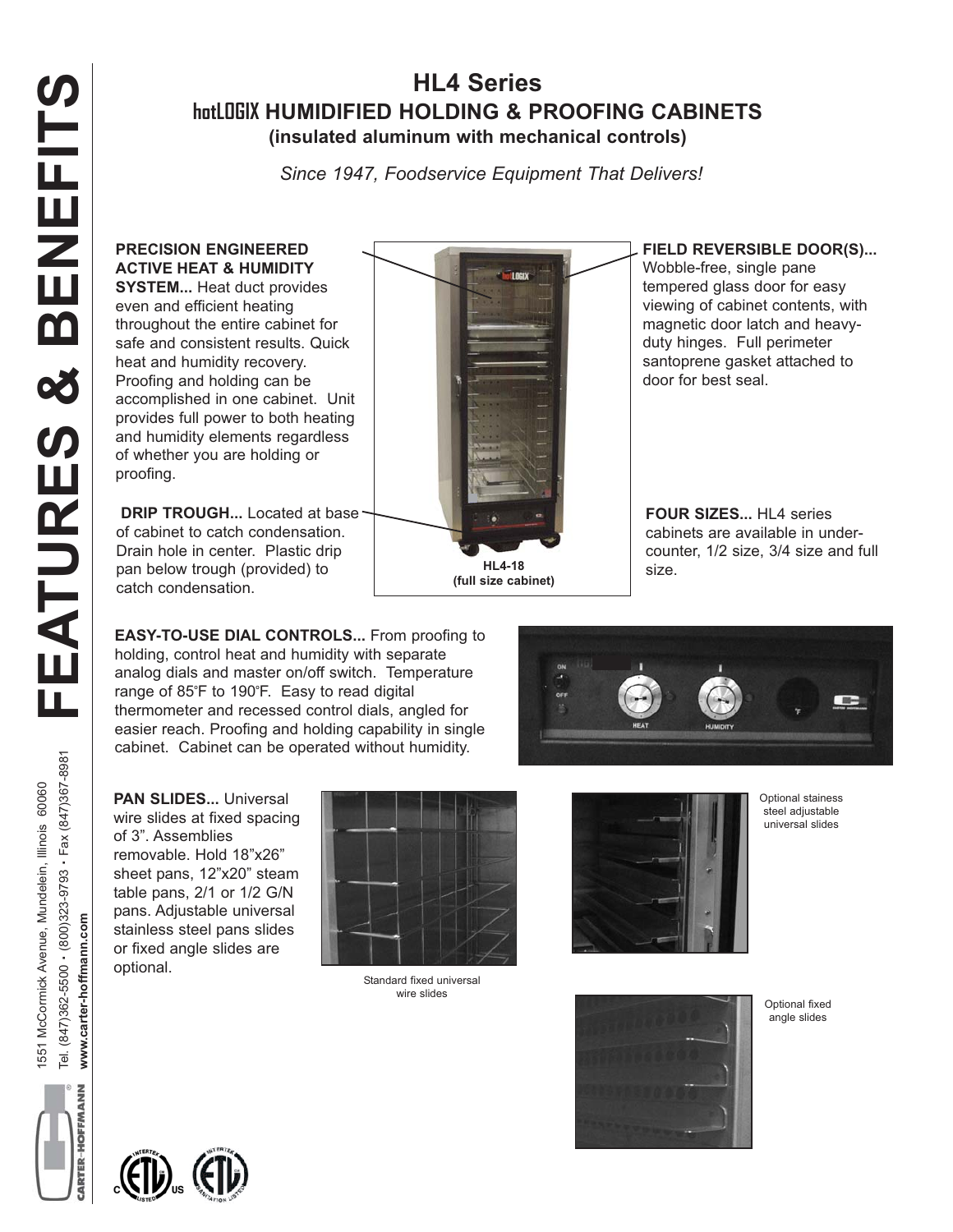# HL4 Series

## hotLOGIX HUMIDIFIED HOLDING & PROOFING CABINETS

### (insulated aluminum with mechanical controls)

*Since 1947, Foodservice Equipment That Delivers!*

# FEATURES & BENEFITS

**PRECISION ENGINEERED ACTIVE HEAT & HUMIDITY SYSTEM...** Heat duct provides even and efficient heating throughout the entire cabinet for safe and consistent results. Quick heat and humidity recovery. Proofing and holding can be accomplished in one cabinet. Unit provides full power to both heating and humidity elements regardless of whether you are holding or proofing.

**DRIP TROUGH...** Located at base of cabinet to catch condensation. Drain hole in center. Plastic drip pan below trough (provided) to catch condensation.

**HL4-18**
**(full size cabinet)**

**FIELD REVERSIBLE DOOR(S)...** Wobble-free, single pane tempered glass door for easy viewing of cabinet contents, with magnetic door latch and heavy-duty hinges. Full perimeter santoprene gasket attached to door for best seal.

**FOUR SIZES...** HL4 series cabinets are available in under-counter, 1/2 size, 3/4 size and full size.

**EASY-TO-USE DIAL CONTROLS...** From proofing to holding, control heat and humidity with separate analog dials and master on/off switch. Temperature range of 85˚F to 190˚F. Easy to read digital thermometer and recessed control dials, angled for easier reach. Proofing and holding capability in single cabinet. Cabinet can be operated without humidity.

**PAN SLIDES...** Universal wire slides at fixed spacing of 3". Assemblies removable. Hold 18"x26" sheet pans, 12"x20" steam table pans, 2/1 or 1/2 G/N pans. Adjustable universal stainless steel pans slides or fixed angle slides are optional.

Standard fixed universal wire slides

Optional stainess steel adjustable universal slides

Optional fixed angle slides

1551 McCormick Avenue, Mundelein, Illinois 60060
Tel. (847)362-5500 • (800)323-9793 • Fax (847)367-8981
**www.carter-hoffmann.com**

CARTER-HOFFMANN